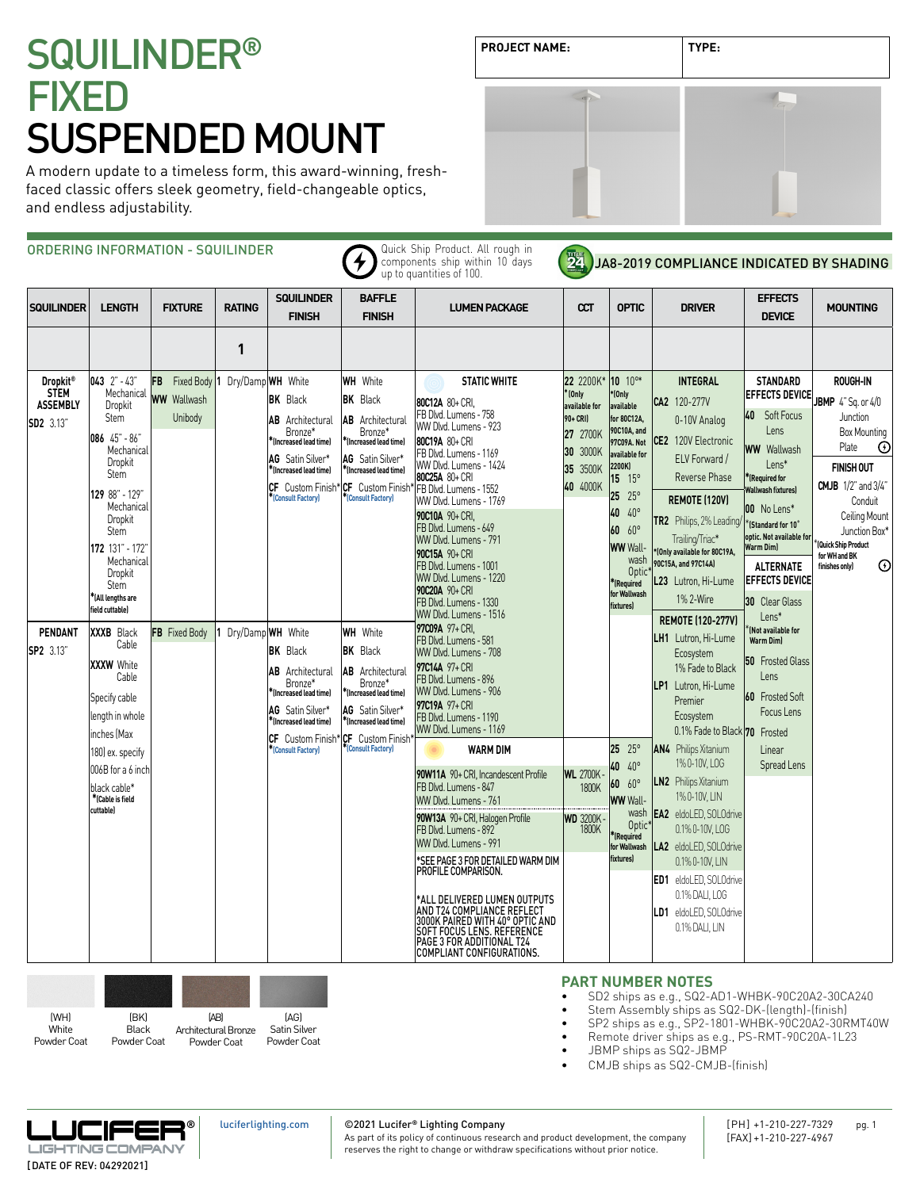# SQUILINDER® FIXED SUSPENDED MOUNT

A modern update to a timeless form, this award-winning, fresh-faced classic offers sleek geometry, field-changeable optics, and endless adjustability.

| PROJECT NAME: | TYPE: |
|---|---|
| | |

## ORDERING INFORMATION - SQUILINDER

Quick Ship Product. All rough in components ship within 10 days up to quantities of 100.

JA8-2019 COMPLIANCE INDICATED BY SHADING

| SQUILINDER | LENGTH | FIXTURE | RATING | SQUILINDER FINISH | BAFFLE FINISH | LUMEN PACKAGE | CCT | OPTIC | DRIVER | EFFECTS DEVICE | MOUNTING |
|---|---|---|---|---|---|---|---|---|---|---|---|
| | | | 1 | | | | | | | | |
| **Dropkit® STEM ASSEMBLY** **SD2** 3.13" | **043** 2" - 43" Mechanical Dropkit Stem<br>**086** 45" - 86" Mechanical Dropkit Stem<br>**129** 88" - 129" Mechanical Dropkit Stem<br>**172** 131" - 172" Mechanical Dropkit Stem<br>*(All lengths are field cuttable) | **FB** Fixed Body<br>**WW** Wallwash Unibody | **1** Dry/Damp | **WH** White<br>**BK** Black<br>**AB** Architectural Bronze* *(Increased lead time)<br>**AG** Satin Silver* *(Increased lead time)<br>**CF** Custom Finish* *(Consult Factory) | **WH** White<br>**BK** Black<br>**AB** Architectural Bronze* *(Increased lead time)<br>**AG** Satin Silver* *(Increased lead time)<br>**CF** Custom Finish* *(Consult Factory) | **STATIC WHITE**<br>**80C12A** 80+ CRI, FB Dlvd. Lumens - 758, WW Dlvd. Lumens - 923<br>**80C19A** 80+ CRI FB Dlvd. Lumens - 1169, WW Dlvd. Lumens - 1424<br>**80C25A** 80+ CRI FB Dlvd. Lumens - 1552, WW Dlvd. Lumens - 1769<br>**90C10A** 90+ CRI, FB Dlvd. Lumens - 649, WW Dlvd. Lumens - 791<br>**90C15A** 90+ CRI FB Dlvd. Lumens - 1001, WW Dlvd. Lumens - 1220<br>**90C20A** 90+ CRI FB Dlvd. Lumens - 1330, WW Dlvd. Lumens - 1516<br>**97C09A** 97+ CRI, FB Dlvd. Lumens - 581, WW Dlvd. Lumens - 708<br>**97C14A** 97+ CRI FB Dlvd. Lumens - 896, WW Dlvd. Lumens - 906<br>**97C19A** 97+ CRI FB Dlvd. Lumens - 1190, WW Dlvd. Lumens - 1169 | **22** 2200K* *(Only available for 90+ CRI)<br>**27** 2700K<br>**30** 3000K<br>**35** 3500K<br>**40** 4000K | **10** 10°* *(Only available for 80C12A, 90C10A, and 97C09A. Not available for 2200K)<br>**15** 15°<br>**25** 25°<br>**40** 40°<br>**60** 60°<br>**WW** Wallwash Optic* *(Required for Wallwash fixtures) | **INTEGRAL**<br>**CA2** 120-277V 0-10V Analog<br>**CE2** 120V Electronic ELV Forward / Reverse Phase<br>**REMOTE (120V)**<br>**TR2** Philips, 2% Leading/ Trailing/Triac* *(Only available for 80C19A, 90C15A, and 97C14A)<br>**L23** Lutron, Hi-Lume 1% 2-Wire<br>**REMOTE (120-277V)**<br>**LH1** Lutron, Hi-Lume Ecosystem 1% Fade to Black<br>**LP1** Lutron, Hi-Lume Premier Ecosystem 0.1% Fade to Black<br>**AN4** Philips Xitanium 1% 0-10V, LOG<br>**LN2** Philips Xitanium 1% 0-10V, LIN<br>**EA2** eldoLED, SOLOdrive 0.1% 0-10V, LOG<br>**LA2** eldoLED, SOLOdrive 0.1% 0-10V, LIN<br>**ED1** eldoLED, SOLOdrive 0.1% DALI, LOG<br>**LD1** eldoLED, SOLOdrive 0.1% DALI, LIN | **STANDARD EFFECTS DEVICE**<br>**40** Soft Focus Lens<br>**WW** Wallwash Lens* *(Required for Wallwash fixtures)<br>**00** No Lens* *(Standard for 10° optic. Not available for Warm Dim)<br>**ALTERNATE EFFECTS DEVICE**<br>**30** Clear Glass Lens* *(Not available for Warm Dim)<br>**50** Frosted Glass Lens<br>**60** Frosted Soft Focus Lens<br>**70** Frosted Linear Spread Lens | **ROUGH-IN**<br>**JBMP** 4" Sq. or 4/0 Junction Box Mounting Plate (Quick Ship)<br>**FINISH OUT**<br>**CMJB** 1/2" and 3/4" Conduit Ceiling Mount Junction Box* *(Quick Ship Product for WH and BK finishes only) |
| **PENDANT** **SP2** 3.13" | **XXXB** Black Cable<br>**XXXW** White Cable<br>Specify cable length in whole inches (Max 180) ex. specify 006B for a 6 inch black cable* *(Cable is field cuttable) | **FB** Fixed Body | **1** Dry/Damp | **WH** White<br>**BK** Black<br>**AB** Architectural Bronze* *(Increased lead time)<br>**AG** Satin Silver* *(Increased lead time)<br>**CF** Custom Finish* *(Consult Factory) | **WH** White<br>**BK** Black<br>**AB** Architectural Bronze* *(Increased lead time)<br>**AG** Satin Silver* *(Increased lead time)<br>**CF** Custom Finish* *(Consult Factory) | **WARM DIM**<br>**90W11A** 90+ CRI, Incandescent Profile FB Dlvd. Lumens - 847, WW Dlvd. Lumens - 761<br>**90W13A** 90+ CRI, Halogen Profile FB Dlvd. Lumens - 892, WW Dlvd. Lumens - 991<br>*SEE PAGE 3 FOR DETAILED WARM DIM PROFILE COMPARISON.<br>*ALL DELIVERED LUMEN OUTPUTS AND T24 COMPLIANCE REFLECT 3000K PAIRED WITH 40° OPTIC AND SOFT FOCUS LENS. REFERENCE PAGE 3 FOR ADDITIONAL T24 COMPLIANT CONFIGURATIONS. | **WL** 2700K - 1800K<br>**WD** 3200K - 1800K | **25** 25°<br>**40** 40°<br>**60** 60°<br>**WW** Wallwash Optic* *(Required for Wallwash fixtures) | | | |

(WH) White Powder Coat | (BK) Black Powder Coat | (AB) Architectural Bronze Powder Coat | (AG) Satin Silver Powder Coat

## PART NUMBER NOTES

- SD2 ships as e.g., SQ2-AD1-WHBK-90C20A2-30CA240
- Stem Assembly ships as SQ2-DK-(length)-(finish)
- SP2 ships as e.g., SP2-1801-WHBK-90C20A2-30RMT40W
- Remote driver ships as e.g., PS-RMT-90C20A-1L23
- JBMP ships as SQ2-JBMP
- CMJB ships as SQ2-CMJB-(finish)

LUCIFER® LIGHTING COMPANY
[DATE OF REV: 04292021]

luciferlighting.com

©2021 Lucifer® Lighting Company
As part of its policy of continuous research and product development, the company reserves the right to change or withdraw specifications without prior notice.

[PH] +1-210-227-7329
[FAX] +1-210-227-4967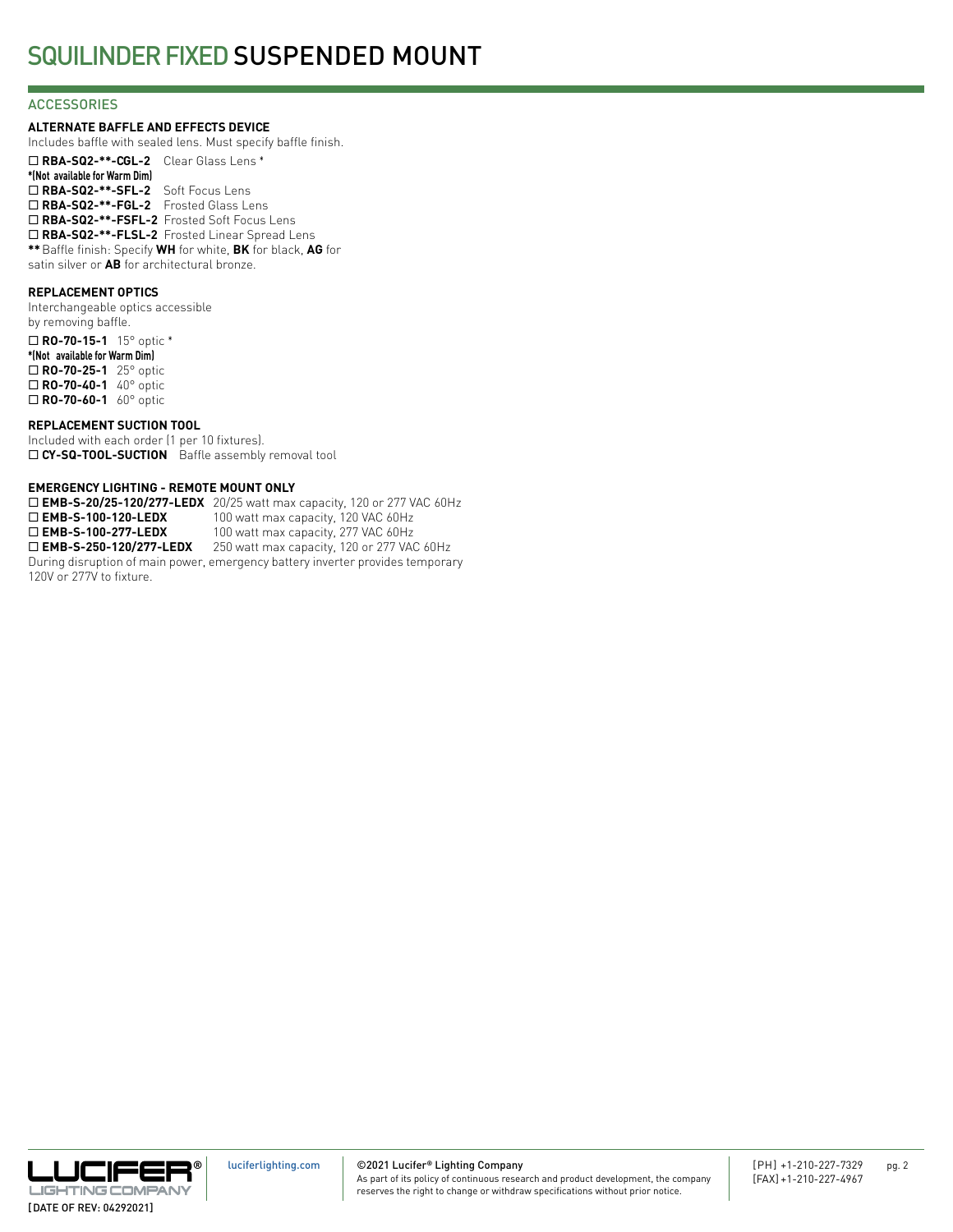# SQUILINDER FIXED SUSPENDED MOUNT

## ACCESSORIES

### ALTERNATE BAFFLE AND EFFECTS DEVICE

Includes baffle with sealed lens. Must specify baffle finish.

☐ **RBA-SQ2-**-CGL-2** Clear Glass Lens *
*(Not available for Warm Dim)
☐ **RBA-SQ2-**-SFL-2** Soft Focus Lens
☐ **RBA-SQ2-**-FGL-2** Frosted Glass Lens
☐ **RBA-SQ2-**-FSFL-2** Frosted Soft Focus Lens
☐ **RBA-SQ2-**-FLSL-2** Frosted Linear Spread Lens
** Baffle finish: Specify **WH** for white, **BK** for black, **AG** for satin silver or **AB** for architectural bronze.

### REPLACEMENT OPTICS

Interchangeable optics accessible by removing baffle.

☐ **RO-70-15-1** 15° optic *
*(Not available for Warm Dim)
☐ **RO-70-25-1** 25° optic
☐ **RO-70-40-1** 40° optic
☐ **RO-70-60-1** 60° optic

### REPLACEMENT SUCTION TOOL

Included with each order (1 per 10 fixtures).
☐ **CY-SQ-TOOL-SUCTION** Baffle assembly removal tool

### EMERGENCY LIGHTING - REMOTE MOUNT ONLY

☐ **EMB-S-20/25-120/277-LEDX** 20/25 watt max capacity, 120 or 277 VAC 60Hz
☐ **EMB-S-100-120-LEDX** 100 watt max capacity, 120 VAC 60Hz
☐ **EMB-S-100-277-LEDX** 100 watt max capacity, 277 VAC 60Hz
☐ **EMB-S-250-120/277-LEDX** 250 watt max capacity, 120 or 277 VAC 60Hz

During disruption of main power, emergency battery inverter provides temporary 120V or 277V to fixture.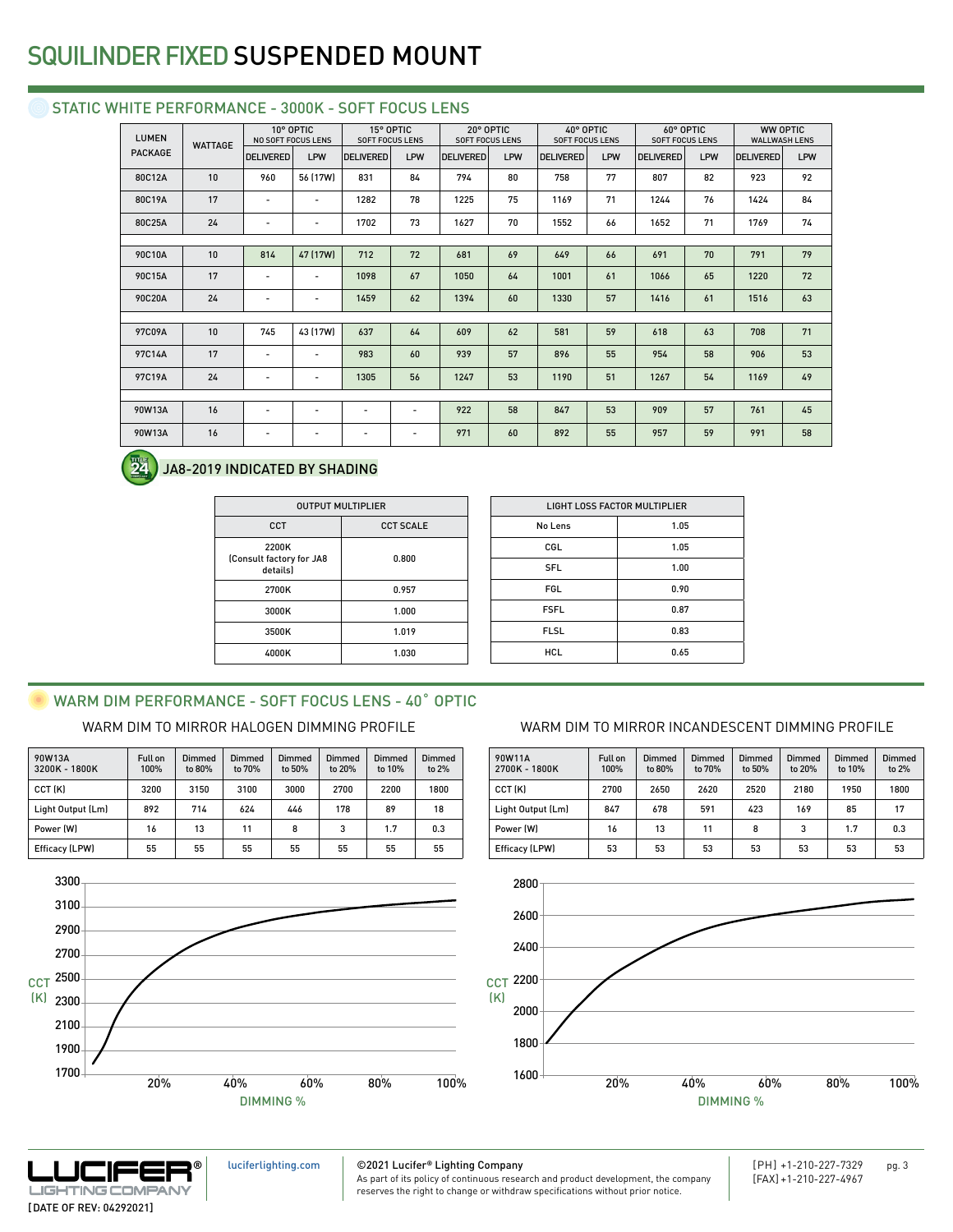# SQUILINDER FIXED SUSPENDED MOUNT

## STATIC WHITE PERFORMANCE - 3000K - SOFT FOCUS LENS

| LUMEN PACKAGE | WATTAGE | 10° OPTIC NO SOFT FOCUS LENS | | 15° OPTIC SOFT FOCUS LENS | | 20° OPTIC SOFT FOCUS LENS | | 40° OPTIC SOFT FOCUS LENS | | 60° OPTIC SOFT FOCUS LENS | | WW OPTIC WALLWASH LENS | |
|---|---|---|---|---|---|---|---|---|---|---|---|---|---|
| | | DELIVERED | LPW | DELIVERED | LPW | DELIVERED | LPW | DELIVERED | LPW | DELIVERED | LPW | DELIVERED | LPW |
| 80C12A | 10 | 960 | 56 (17W) | 831 | 84 | 794 | 80 | 758 | 77 | 807 | 82 | 923 | 92 |
| 80C19A | 17 | - | - | 1282 | 78 | 1225 | 75 | 1169 | 71 | 1244 | 76 | 1424 | 84 |
| 80C25A | 24 | - | - | 1702 | 73 | 1627 | 70 | 1552 | 66 | 1652 | 71 | 1769 | 74 |
| | | | | | | | | | | | | | |
| 90C10A | 10 | 814 | 47 (17W) | 712 | 72 | 681 | 69 | 649 | 66 | 691 | 70 | 791 | 79 |
| 90C15A | 17 | - | - | 1098 | 67 | 1050 | 64 | 1001 | 61 | 1066 | 65 | 1220 | 72 |
| 90C20A | 24 | - | - | 1459 | 62 | 1394 | 60 | 1330 | 57 | 1416 | 61 | 1516 | 63 |
| | | | | | | | | | | | | | |
| 97C09A | 10 | 745 | 43 (17W) | 637 | 64 | 609 | 62 | 581 | 59 | 618 | 63 | 708 | 71 |
| 97C14A | 17 | - | - | 983 | 60 | 939 | 57 | 896 | 55 | 954 | 58 | 906 | 53 |
| 97C19A | 24 | - | - | 1305 | 56 | 1247 | 53 | 1190 | 51 | 1267 | 54 | 1169 | 49 |
| | | | | | | | | | | | | | |
| 90W13A | 16 | - | - | - | - | 922 | 58 | 847 | 53 | 909 | 57 | 761 | 45 |
| 90W13A | 16 | - | - | - | - | 971 | 60 | 892 | 55 | 957 | 59 | 991 | 58 |

JA8-2019 INDICATED BY SHADING

| OUTPUT MULTIPLIER | |
|---|---|
| CCT | CCT SCALE |
| 2200K (Consult factory for JA8 details) | 0.800 |
| 2700K | 0.957 |
| 3000K | 1.000 |
| 3500K | 1.019 |
| 4000K | 1.030 |

| LIGHT LOSS FACTOR MULTIPLIER | |
|---|---|
| No Lens | 1.05 |
| CGL | 1.05 |
| SFL | 1.00 |
| FGL | 0.90 |
| FSFL | 0.87 |
| FLSL | 0.83 |
| HCL | 0.65 |

## WARM DIM PERFORMANCE - SOFT FOCUS LENS - 40˚ OPTIC

### WARM DIM TO MIRROR HALOGEN DIMMING PROFILE

| 90W13A 3200K - 1800K | Full on 100% | Dimmed to 80% | Dimmed to 70% | Dimmed to 50% | Dimmed to 20% | Dimmed to 10% | Dimmed to 2% |
|---|---|---|---|---|---|---|---|
| CCT (K) | 3200 | 3150 | 3100 | 3000 | 2700 | 2200 | 1800 |
| Light Output (Lm) | 892 | 714 | 624 | 446 | 178 | 89 | 18 |
| Power (W) | 16 | 13 | 11 | 8 | 3 | 1.7 | 0.3 |
| Efficacy (LPW) | 55 | 55 | 55 | 55 | 55 | 55 | 55 |

### WARM DIM TO MIRROR INCANDESCENT DIMMING PROFILE

| 90W11A 2700K - 1800K | Full on 100% | Dimmed to 80% | Dimmed to 70% | Dimmed to 50% | Dimmed to 20% | Dimmed to 10% | Dimmed to 2% |
|---|---|---|---|---|---|---|---|
| CCT (K) | 2700 | 2650 | 2620 | 2520 | 2180 | 1950 | 1800 |
| Light Output (Lm) | 847 | 678 | 591 | 423 | 169 | 85 | 17 |
| Power (W) | 16 | 13 | 11 | 8 | 3 | 1.7 | 0.3 |
| Efficacy (LPW) | 53 | 53 | 53 | 53 | 53 | 53 | 53 |

©2021 Lucifer® Lighting Company
As part of its policy of continuous research and product development, the company reserves the right to change or withdraw specifications without prior notice.

luciferlighting.com

[PH] +1-210-227-7329
[FAX] +1-210-227-4967

[DATE OF REV: 04292021]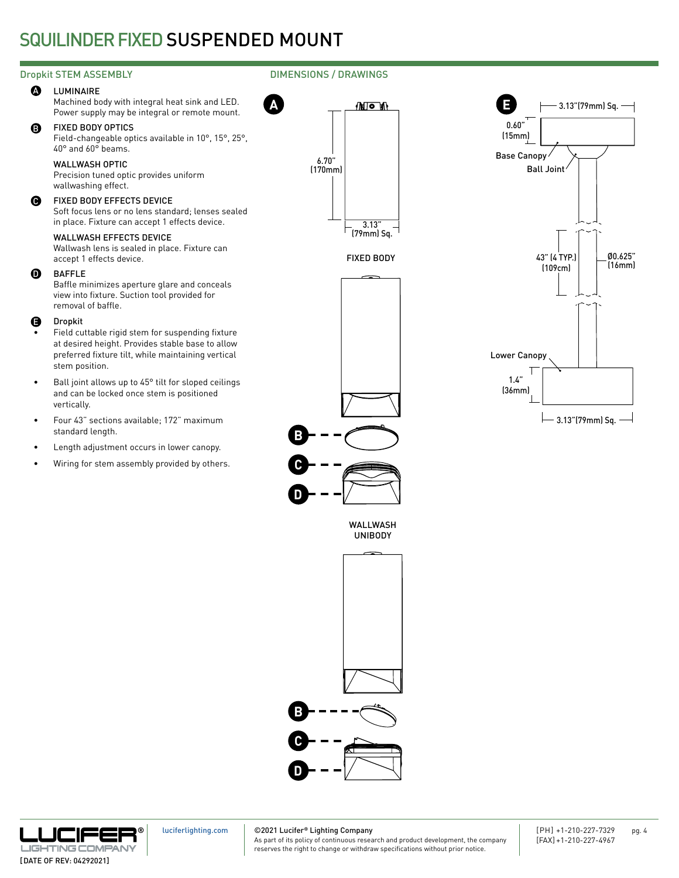# SQUILINDER FIXED SUSPENDED MOUNT

## Dropkit STEM ASSEMBLY

**A** LUMINAIRE
Machined body with integral heat sink and LED. Power supply may be integral or remote mount.

**B** FIXED BODY OPTICS
Field-changeable optics available in 10°, 15°, 25°, 40° and 60° beams.

WALLWASH OPTIC
Precision tuned optic provides uniform wallwashing effect.

**C** FIXED BODY EFFECTS DEVICE
Soft focus lens or no lens standard; lenses sealed in place. Fixture can accept 1 effects device.

WALLWASH EFFECTS DEVICE
Wallwash lens is sealed in place. Fixture can accept 1 effects device.

**D** BAFFLE
Baffle minimizes aperture glare and conceals view into fixture. Suction tool provided for removal of baffle.

**E** Dropkit

- Field cuttable rigid stem for suspending fixture at desired height. Provides stable base to allow preferred fixture tilt, while maintaining vertical stem position.
- Ball joint allows up to 45° tilt for sloped ceilings and can be locked once stem is positioned vertically.
- Four 43" sections available; 172" maximum standard length.
- Length adjustment occurs in lower canopy.
- Wiring for stem assembly provided by others.

## DIMENSIONS / DRAWINGS

**A**

6.70" (170mm)

3.13" (79mm) Sq.

FIXED BODY

B

C

D

WALLWASH UNIBODY

B

C

D

**E**

3.13"(79mm) Sq.

0.60" (15mm)

Base Canopy

Ball Joint

43" (4 TYP.) (109cm)

Ø0.625" (16mm)

Lower Canopy

1.4" (36mm)

3.13"(79mm) Sq.

luciferlighting.com

©2021 Lucifer® Lighting Company
As part of its policy of continuous research and product development, the company reserves the right to change or withdraw specifications without prior notice.

[PH] +1-210-227-7329
[FAX] +1-210-227-4967

[DATE OF REV: 04292021]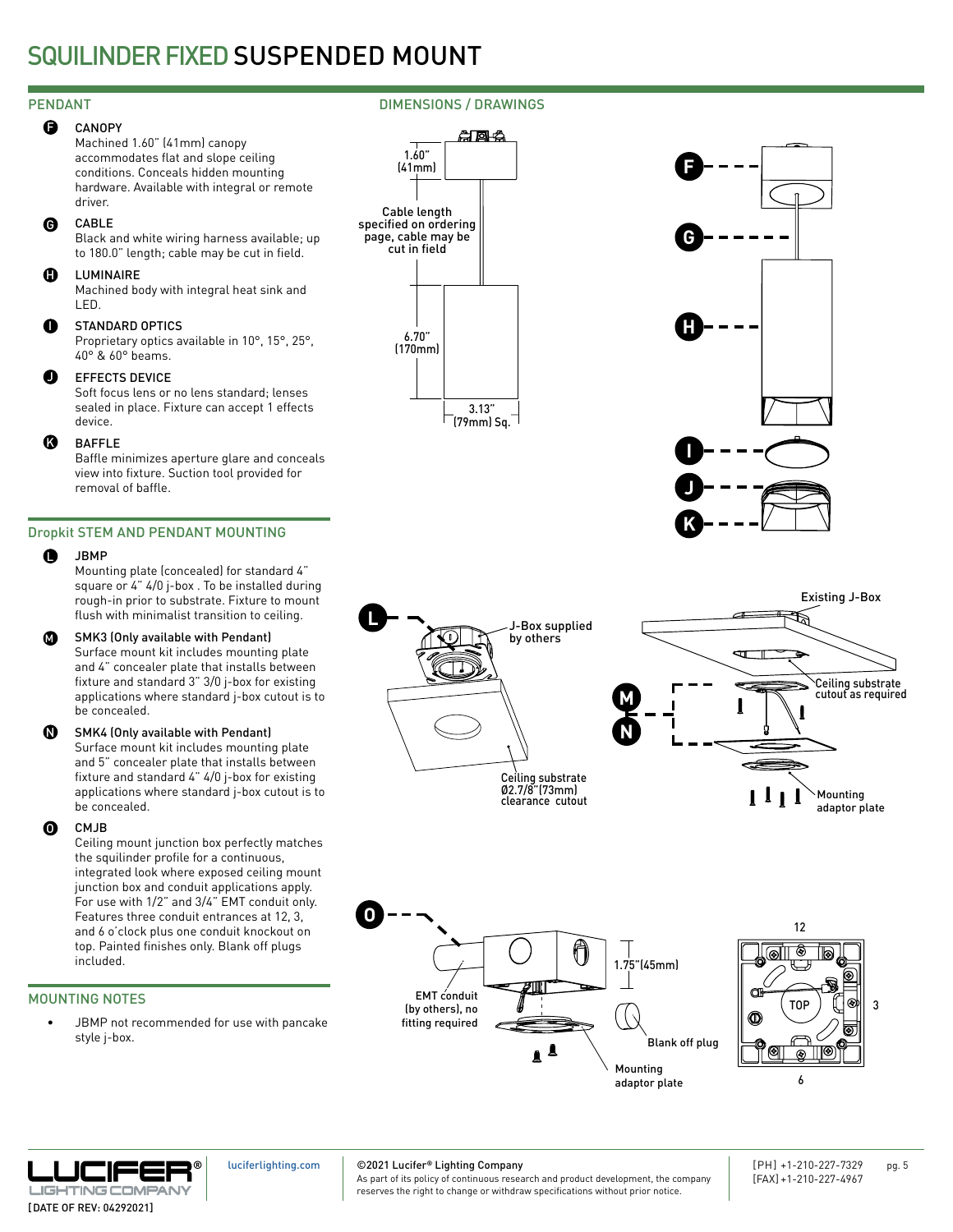# SQUILINDER FIXED SUSPENDED MOUNT

## PENDANT

**F** CANOPY
Machined 1.60" (41mm) canopy accommodates flat and slope ceiling conditions. Conceals hidden mounting hardware. Available with integral or remote driver.

**G** CABLE
Black and white wiring harness available; up to 180.0" length; cable may be cut in field.

**H** LUMINAIRE
Machined body with integral heat sink and LED.

**I** STANDARD OPTICS
Proprietary optics available in 10°, 15°, 25°, 40° & 60° beams.

**J** EFFECTS DEVICE
Soft focus lens or no lens standard; lenses sealed in place. Fixture can accept 1 effects device.

**K** BAFFLE
Baffle minimizes aperture glare and conceals view into fixture. Suction tool provided for removal of baffle.

## Dropkit STEM AND PENDANT MOUNTING

**L** JBMP
Mounting plate (concealed) for standard 4" square or 4" 4/0 j-box . To be installed during rough-in prior to substrate. Fixture to mount flush with minimalist transition to ceiling.

**M** SMK3 (Only available with Pendant)
Surface mount kit includes mounting plate and 4" concealer plate that installs between fixture and standard 3" 3/0 j-box for existing applications where standard j-box cutout is to be concealed.

**N** SMK4 (Only available with Pendant)
Surface mount kit includes mounting plate and 5" concealer plate that installs between fixture and standard 4" 4/0 j-box for existing applications where standard j-box cutout is to be concealed.

**O** CMJB
Ceiling mount junction box perfectly matches the squilinder profile for a continuous, integrated look where exposed ceiling mount junction box and conduit applications apply. For use with 1/2" and 3/4" EMT conduit only. Features three conduit entrances at 12, 3, and 6 o'clock plus one conduit knockout on top. Painted finishes only. Blank off plugs included.

## MOUNTING NOTES

- JBMP not recommended for use with pancake style j-box.

## DIMENSIONS / DRAWINGS

1.60" (41mm)

Cable length specified on ordering page, cable may be cut in field

6.70" (170mm)

3.13" (79mm) Sq.

F, G, H, I, J, K

L — J-Box supplied by others; Ceiling substrate Ø2.7/8" (73mm) clearance cutout

M, N — Existing J-Box; Ceiling substrate cutout as required; Mounting adaptor plate

O — EMT conduit (by others), no fitting required; 1.75" (45mm); Blank off plug; Mounting adaptor plate; 12, 3, 6, TOP

luciferlighting.com

©2021 Lucifer® Lighting Company
As part of its policy of continuous research and product development, the company reserves the right to change or withdraw specifications without prior notice.

[PH] +1-210-227-7329
[FAX] +1-210-227-4967

[DATE OF REV: 04292021]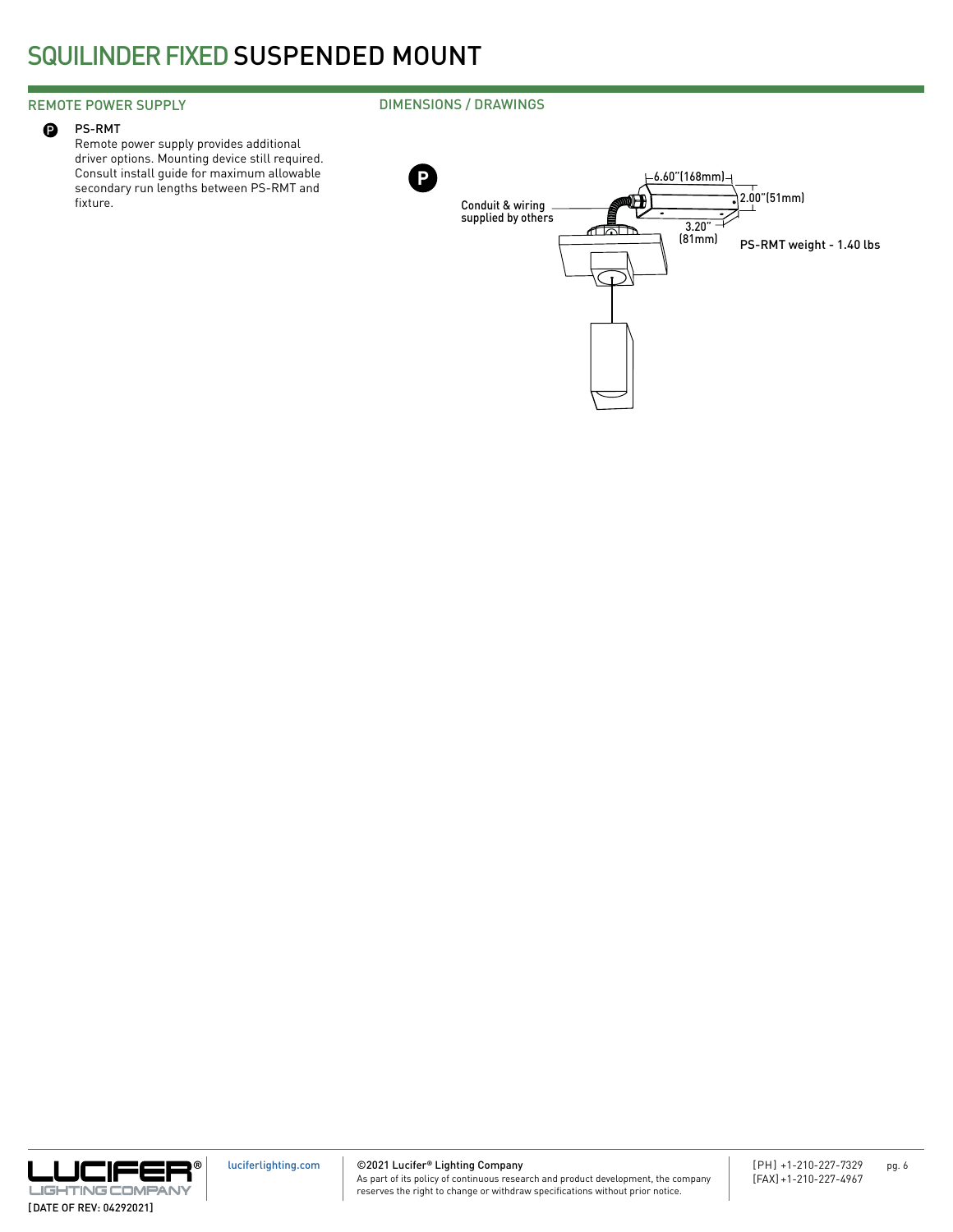# SQUILINDER FIXED SUSPENDED MOUNT

## REMOTE POWER SUPPLY

**P** PS-RMT

Remote power supply provides additional driver options. Mounting device still required. Consult install guide for maximum allowable secondary run lengths between PS-RMT and fixture.

## DIMENSIONS / DRAWINGS

**P**

Conduit & wiring supplied by others

6.60"(168mm)

2.00"(51mm)

3.20" (81mm)

PS-RMT weight - 1.40 lbs

[DATE OF REV: 04292021]

luciferlighting.com

©2021 Lucifer® Lighting Company
As part of its policy of continuous research and product development, the company reserves the right to change or withdraw specifications without prior notice.

[PH] +1-210-227-7329
[FAX] +1-210-227-4967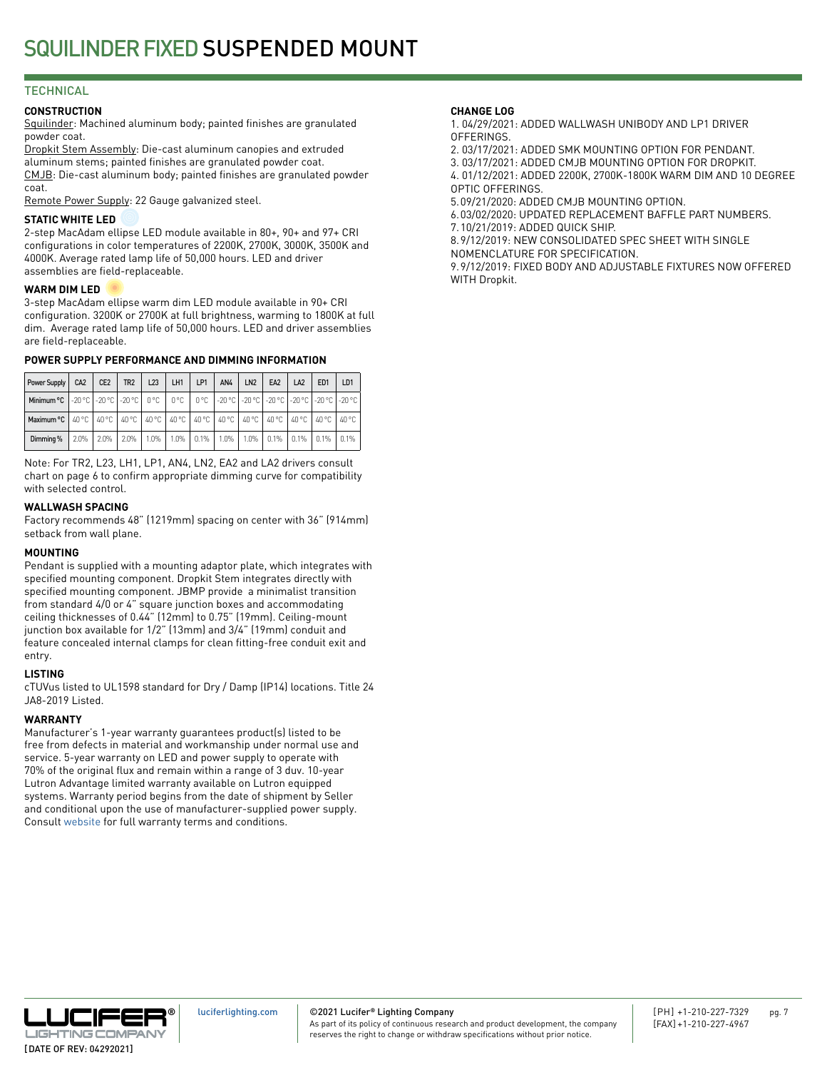# SQUILINDER FIXED SUSPENDED MOUNT

## TECHNICAL

### CONSTRUCTION

Squilinder: Machined aluminum body; painted finishes are granulated powder coat.

Dropkit Stem Assembly: Die-cast aluminum canopies and extruded aluminum stems; painted finishes are granulated powder coat.

CMJB: Die-cast aluminum body; painted finishes are granulated powder coat.

Remote Power Supply: 22 Gauge galvanized steel.

### STATIC WHITE LED

2-step MacAdam ellipse LED module available in 80+, 90+ and 97+ CRI configurations in color temperatures of 2200K, 2700K, 3000K, 3500K and 4000K. Average rated lamp life of 50,000 hours. LED and driver assemblies are field-replaceable.

### WARM DIM LED

3-step MacAdam ellipse warm dim LED module available in 90+ CRI configuration. 3200K or 2700K at full brightness, warming to 1800K at full dim. Average rated lamp life of 50,000 hours. LED and driver assemblies are field-replaceable.

### POWER SUPPLY PERFORMANCE AND DIMMING INFORMATION

| Power Supply | CA2 | CE2 | TR2 | L23 | LH1 | LP1 | AN4 | LN2 | EA2 | LA2 | ED1 | LD1 |
|---|---|---|---|---|---|---|---|---|---|---|---|---|
| Minimum °C | -20 °C | -20 °C | -20 °C | 0 °C | 0 °C | 0 °C | -20 °C | -20 °C | -20 °C | -20 °C | -20 °C | -20 °C |
| Maximum °C | 40 °C | 40 °C | 40 °C | 40 °C | 40 °C | 40 °C | 40 °C | 40 °C | 40 °C | 40 °C | 40 °C | 40 °C |
| Dimming % | 2.0% | 2.0% | 2.0% | 1.0% | 1.0% | 0.1% | 1.0% | 1.0% | 0.1% | 0.1% | 0.1% | 0.1% |

Note: For TR2, L23, LH1, LP1, AN4, LN2, EA2 and LA2 drivers consult chart on page 6 to confirm appropriate dimming curve for compatibility with selected control.

### WALLWASH SPACING

Factory recommends 48" (1219mm) spacing on center with 36" (914mm) setback from wall plane.

### MOUNTING

Pendant is supplied with a mounting adaptor plate, which integrates with specified mounting component. Dropkit Stem integrates directly with specified mounting component. JBMP provide a minimalist transition from standard 4/0 or 4" square junction boxes and accommodating ceiling thicknesses of 0.44" (12mm) to 0.75" (19mm). Ceiling-mount junction box available for 1/2" (13mm) and 3/4" (19mm) conduit and feature concealed internal clamps for clean fitting-free conduit exit and entry.

### LISTING

cTUVus listed to UL1598 standard for Dry / Damp (IP14) locations. Title 24 JA8-2019 Listed.

### WARRANTY

Manufacturer's 1-year warranty guarantees product(s) listed to be free from defects in material and workmanship under normal use and service. 5-year warranty on LED and power supply to operate with 70% of the original flux and remain within a range of 3 duv. 10-year Lutron Advantage limited warranty available on Lutron equipped systems. Warranty period begins from the date of shipment by Seller and conditional upon the use of manufacturer-supplied power supply. Consult website for full warranty terms and conditions.

### CHANGE LOG

1. 04/29/2021: ADDED WALLWASH UNIBODY AND LP1 DRIVER OFFERINGS.
2. 03/17/2021: ADDED SMK MOUNTING OPTION FOR PENDANT.
3. 03/17/2021: ADDED CMJB MOUNTING OPTION FOR DROPKIT.
4. 01/12/2021: ADDED 2200K, 2700K-1800K WARM DIM AND 10 DEGREE OPTIC OFFERINGS.
5. 09/21/2020: ADDED CMJB MOUNTING OPTION.
6. 03/02/2020: UPDATED REPLACEMENT BAFFLE PART NUMBERS.
7. 10/21/2019: ADDED QUICK SHIP.
8. 9/12/2019: NEW CONSOLIDATED SPEC SHEET WITH SINGLE NOMENCLATURE FOR SPECIFICATION.
9. 9/12/2019: FIXED BODY AND ADJUSTABLE FIXTURES NOW OFFERED WITH Dropkit.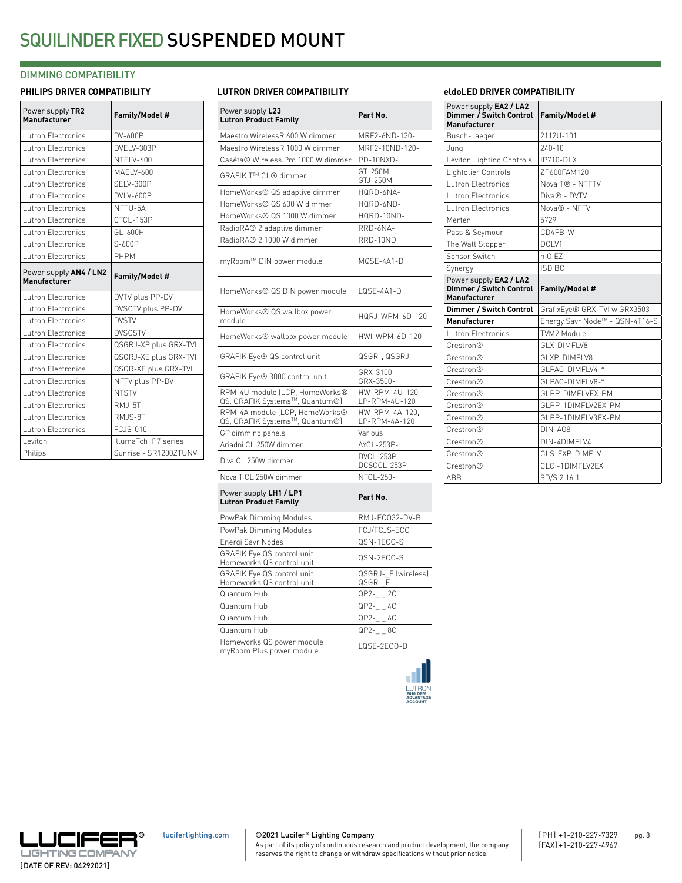# SQUILINDER FIXED SUSPENDED MOUNT

## DIMMING COMPATIBILITY

### PHILIPS DRIVER COMPATIBILITY

| Power supply **TR2** Manufacturer | Family/Model # |
|---|---|
| Lutron Electronics | DV-600P |
| Lutron Electronics | DVELV-303P |
| Lutron Electronics | NTELV-600 |
| Lutron Electronics | MAELV-600 |
| Lutron Electronics | SELV-300P |
| Lutron Electronics | DVLV-600P |
| Lutron Electronics | NFTU-5A |
| Lutron Electronics | CTCL-153P |
| Lutron Electronics | GL-600H |
| Lutron Electronics | S-600P |
| Lutron Electronics | PHPM |
| **Power supply AN4 / LN2 Manufacturer** | **Family/Model #** |
| Lutron Electronics | DVTV plus PP-DV |
| Lutron Electronics | DVSCTV plus PP-DV |
| Lutron Electronics | DVSTV |
| Lutron Electronics | DVSCSTV |
| Lutron Electronics | QSGRJ-XP plus GRX-TVI |
| Lutron Electronics | QSGRJ-XE plus GRX-TVI |
| Lutron Electronics | QSGR-XE plus GRX-TVI |
| Lutron Electronics | NFTV plus PP-DV |
| Lutron Electronics | NTSTV |
| Lutron Electronics | RMJ-5T |
| Lutron Electronics | RMJS-8T |
| Lutron Electronics | FCJS-010 |
| Leviton | IllumaTch IP7 series |
| Philips | Sunrise - SR1200ZTUNV |

### LUTRON DRIVER COMPATIBILITY

| Power supply **L23** Lutron Product Family | Part No. |
|---|---|
| Maestro WirelessR 600 W dimmer | MRF2-6ND-120- |
| Maestro WirelessR 1000 W dimmer | MRF2-10ND-120- |
| Caséta® Wireless Pro 1000 W dimmer | PD-10NXD- |
| GRAFIK T™ CL® dimmer | GT-250M- GTJ-250M- |
| HomeWorks® QS adaptive dimmer | HQRD-6NA- |
| HomeWorks® QS 600 W dimmer | HQRD-6ND- |
| HomeWorks® QS 1000 W dimmer | HQRD-10ND- |
| RadioRA® 2 adaptive dimmer | RRD-6NA- |
| RadioRA® 2 1000 W dimmer | RRD-10ND |
| myRoom™ DIN power module | MQSE-4A1-D |
| HomeWorks® QS DIN power module | LQSE-4A1-D |
| HomeWorks® QS wallbox power module | HQRJ-WPM-6D-120 |
| HomeWorks® wallbox power module | HWI-WPM-6D-120 |
| GRAFIK Eye® QS control unit | QSGR-, QSGRJ- |
| GRAFIK Eye® 3000 control unit | GRX-3100- GRX-3500- |
| RPM-4U module (LCP, HomeWorks® QS, GRAFIK Systems™, Quantum®) | HW-RPM-4U-120 LP-RPM-4U-120 |
| RPM-4A module (LCP, HomeWorks® QS, GRAFIK Systems™, Quantum®) | HW-RPM-4A-120, LP-RPM-4A-120 |
| GP dimming panels | Various |
| Ariadni CL 250W dimmer | AYCL-253P- |
| Diva CL 250W dimmer | DVCL-253P- DCSCCL-253P- |
| Nova T CL 250W dimmer | NTCL-250- |
| **Power supply LH1 / LP1 Lutron Product Family** | **Part No.** |
| PowPak Dimming Modules | RMJ-ECO32-DV-B |
| PowPak Dimming Modules | FCJ/FCJS-ECO |
| Energi Savr Nodes | QSN-1ECO-S |
| GRAFIK Eye QS control unit Homeworks QS control unit | QSN-2ECO-S |
| GRAFIK Eye QS control unit Homeworks QS control unit | QSGRJ-_E (wireless) QSGR-_E |
| Quantum Hub | QP2-_ _ 2C |
| Quantum Hub | QP2-_ _ 4C |
| Quantum Hub | QP2-_ _ 6C |
| Quantum Hub | QP2-_ _ 8C |
| Homeworks QS power module myRoom Plus power module | LQSE-2ECO-D |

LUTRON 2016 OEM ADVANTAGE ACCOUNT

### eldoLED DRIVER COMPATIBILITY

| Power supply **EA2 / LA2** Dimmer / Switch Control Manufacturer | Family/Model # |
|---|---|
| Busch-Jaeger | 2112U-101 |
| Jung | 240-10 |
| Leviton Lighting Controls | IP710-DLX |
| Lightolier Controls | ZP600FAM120 |
| Lutron Electronics | Nova T® - NTFTV |
| Lutron Electronics | Diva® - DVTV |
| Lutron Electronics | Nova® - NFTV |
| Merten | 5729 |
| Pass & Seymour | CD4FB-W |
| The Watt Stopper | DCLV1 |
| Sensor Switch | nIO EZ |
| Synergy | ISD BC |
| **Power supply EA2 / LA2 Dimmer / Switch Control Manufacturer** | **Family/Model #** |
| **Dimmer / Switch Control** | GrafixEye® GRX-TVI w GRX3503 |
| **Manufacturer** | Energy Savr Node™ - QSN-4T16-S |
| Lutron Electronics | TVM2 Module |
| Crestron® | GLX-DIMFLV8 |
| Crestron® | GLXP-DIMFLV8 |
| Crestron® | GLPAC-DIMFLV4-* |
| Crestron® | GLPAC-DIMFLV8-* |
| Crestron® | GLPP-DIMFLVEX-PM |
| Crestron® | GLPP-1DIMFLV2EX-PM |
| Crestron® | GLPP-1DIMFLV3EX-PM |
| Crestron® | DIN-AO8 |
| Crestron® | DIN-4DIMFLV4 |
| Crestron® | CLS-EXP-DIMFLV |
| Crestron® | CLCI-1DIMFLV2EX |
| ABB | SD/S 2.16.1 |

LUCIFER® LIGHTING COMPANY

[DATE OF REV: 04292021]

luciferlighting.com

©2021 Lucifer® Lighting Company
As part of its policy of continuous research and product development, the company reserves the right to change or withdraw specifications without prior notice.

[PH] +1-210-227-7329
[FAX] +1-210-227-4967